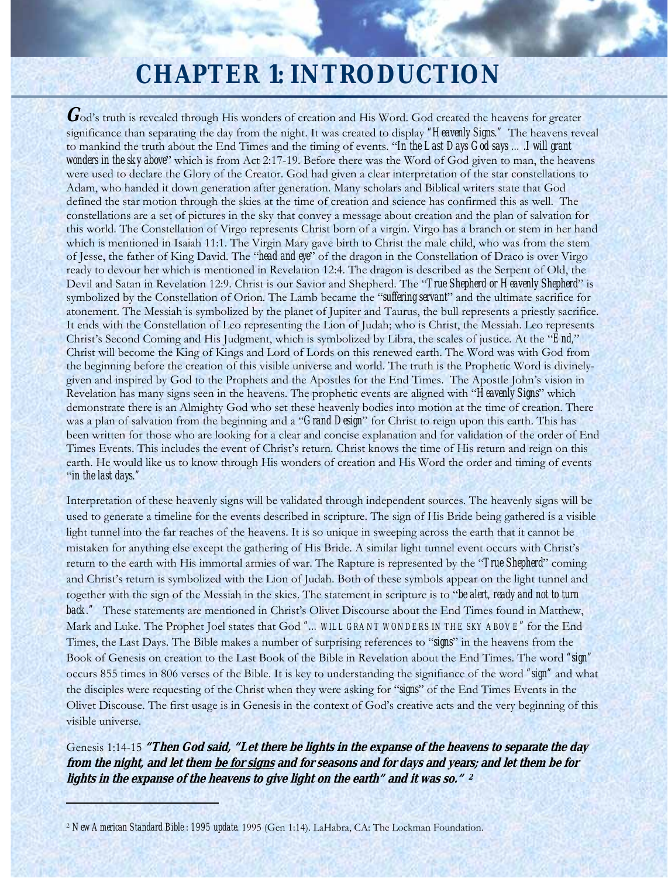# CHAPTER 1: INTRODUCTION

**G**od's truth is revealed through His wonders of creation and His Word. God created the heavens for greater significance than separating the day from the night. It was created to display *"Heavenly Signs."* The heavens reveal to mankind the truth about the End Times and the timing of events. "*In the Last Days God says … .I will grant wonders in the sky above*" which is from Act 2:17-19. Before there was the Word of God given to man, the heavens were used to declare the Glory of the Creator. God had given a clear interpretation of the star constellations to Adam, who handed it down generation after generation. Many scholars and Biblical writers state that God defined the star motion through the skies at the time of creation and science has confirmed this as well. The constellations are a set of pictures in the sky that convey a message about creation and the plan of salvation for this world. The Constellation of Virgo represents Christ born of a virgin. Virgo has a branch or stem in her hand which is mentioned in Isaiah 11:1. The Virgin Mary gave birth to Christ the male child, who was from the stem of Jesse, the father of King David. The "*head and eye*" of the dragon in the Constellation of Draco is over Virgo ready to devour her which is mentioned in Revelation 12:4. The dragon is described as the Serpent of Old, the Devil and Satan in Revelation 12:9. Christ is our Savior and Shepherd. The "*True Shepherd or Heavenly Shepherd*" is symbolized by the Constellation of Orion. The Lamb became the "*suffering servant*" and the ultimate sacrifice for atonement. The Messiah is symbolized by the planet of Jupiter and Taurus, the bull represents a priestly sacrifice. It ends with the Constellation of Leo representing the Lion of Judah; who is Christ, the Messiah. Leo represents Christ's Second Coming and His Judgment, which is symbolized by Libra, the scales of justice. At the "*End*," Christ will become the King of Kings and Lord of Lords on this renewed earth. The Word was with God from the beginning before the creation of this visible universe and world. The truth is the Prophetic Word is divinely-given and inspired by God to the Prophets and the Apostles for the End Times. The Apostle John's vision in Revelation has many signs seen in the heavens. The prophetic events are aligned with "*Heavenly Signs*" which demonstrate there is an Almighty God who set these heavenly bodies into motion at the time of creation. There was a plan of salvation from the beginning and a "*Grand Design*" for Christ to reign upon this earth. This has been written for those who are looking for a clear and concise explanation and for validation of the order of End Times Events. This includes the event of Christ's return. Christ knows the time of His return and reign on this earth. He would like us to know through His wonders of creation and His Word the order and timing of events "*in the last days.*"

Interpretation of these heavenly signs will be validated through independent sources. The heavenly signs will be used to generate a timeline for the events described in scripture. The sign of His Bride being gathered is a visible light tunnel into the far reaches of the heavens. It is so unique in sweeping across the earth that it cannot be mistaken for anything else except the gathering of His Bride. A similar light tunnel event occurs with Christ's return to the earth with His immortal armies of war. The Rapture is represented by the "*True Shepherd*" coming and Christ's return is symbolized with the Lion of Judah. Both of these symbols appear on the light tunnel and together with the sign of the Messiah in the skies. The statement in scripture is to "*be alert, ready and not to turn back.*" These statements are mentioned in Christ's Olivet Discourse about the End Times found in Matthew, Mark and Luke. The Prophet Joel states that God "*… WILL GRANT WONDERS IN THE SKY ABOVE*" for the End Times, the Last Days. The Bible makes a number of surprising references to "*signs*" in the heavens from the Book of Genesis on creation to the Last Book of the Bible in Revelation about the End Times. The word "*sign*" occurs 855 times in 806 verses of the Bible. It is key to understanding the signifiance of the word "*sign*" and what the disciples were requesting of the Christ when they were asking for "*signs*" of the End Times Events in the Olivet Discouse. The first usage is in Genesis in the context of God's creative acts and the very beginning of this visible universe.

Genesis 1:14-15 ***"Then God said, "Let there be lights in the expanse of the heavens to separate the day from the night, and let them <u>be for signs</u> and for seasons and for days and years; and let them be for lights in the expanse of the heavens to give light on the earth" and it was so."*** [2]

---

[2] *New American Standard Bible : 1995 update.* 1995 (Gen 1:14). LaHabra, CA: The Lockman Foundation.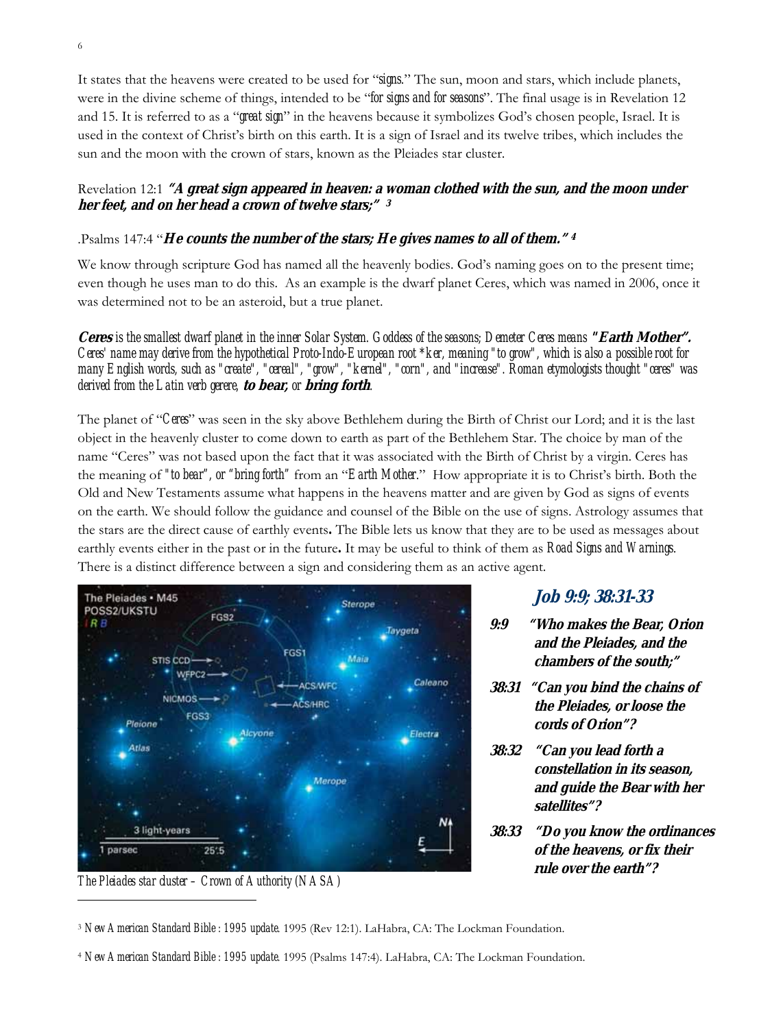It states that the heavens were created to be used for "*signs*." The sun, moon and stars, which include planets, were in the divine scheme of things, intended to be "*for signs and for seasons*". The final usage is in Revelation 12 and 15. It is referred to as a "*great sign*" in the heavens because it symbolizes God's chosen people, Israel. It is used in the context of Christ's birth on this earth. It is a sign of Israel and its twelve tribes, which includes the sun and the moon with the crown of stars, known as the Pleiades star cluster.

Revelation 12:1 ***"A great sign appeared in heaven: a woman clothed with the sun, and the moon under her feet, and on her head a crown of twelve stars;"*** [3]

.Psalms 147:4 "***He counts the number of the stars; He gives names to all of them."*** [4]

We know through scripture God has named all the heavenly bodies. God's naming goes on to the present time; even though he uses man to do this. As an example is the dwarf planet Ceres, which was named in 2006, once it was determined not to be an asteroid, but a true planet.

***Ceres*** *is the smallest dwarf planet in the inner Solar System. Goddess of the seasons; Demeter Ceres means* ***"Earth Mother".*** *Ceres' name may derive from the hypothetical Proto-Indo-European root \*ker, meaning "to grow", which is also a possible root for many English words, such as "create", "cereal", "grow", "kernel", "corn", and "increase". Roman etymologists thought "ceres" was derived from the Latin verb gerere,* ***to bear,*** *or* ***bring forth****.*

The planet of "*Ceres*" was seen in the sky above Bethlehem during the Birth of Christ our Lord; and it is the last object in the heavenly cluster to come down to earth as part of the Bethlehem Star. The choice by man of the name "Ceres" was not based upon the fact that it was associated with the Birth of Christ by a virgin. Ceres has the meaning of *"to bear", or "bring forth"* from an "*Earth Mother*." How appropriate it is to Christ's birth. Both the Old and New Testaments assume what happens in the heavens matter and are given by God as signs of events on the earth. We should follow the guidance and counsel of the Bible on the use of signs. Astrology assumes that the stars are the direct cause of earthly events**.** The Bible lets us know that they are to be used as messages about earthly events either in the past or in the future**.** It may be useful to think of them as *Road Signs and Warnings*. There is a distinct difference between a sign and considering them as an active agent.

*The Pleiades star cluster – Crown of Authority (NASA)*

## *Job 9:9; 38:31-33*

***9:9 "Who makes the Bear, Orion and the Pleiades, and the chambers of the south;"***

***38:31 "Can you bind the chains of the Pleiades, or loose the cords of Orion"?***

***38:32 "Can you lead forth a constellation in its season, and guide the Bear with her satellites"?***

***38:33 "Do you know the ordinances of the heavens, or fix their rule over the earth"?***

---

[3] *New American Standard Bible : 1995 update.* 1995 (Rev 12:1). LaHabra, CA: The Lockman Foundation.

[4] *New American Standard Bible : 1995 update.* 1995 (Psalms 147:4). LaHabra, CA: The Lockman Foundation.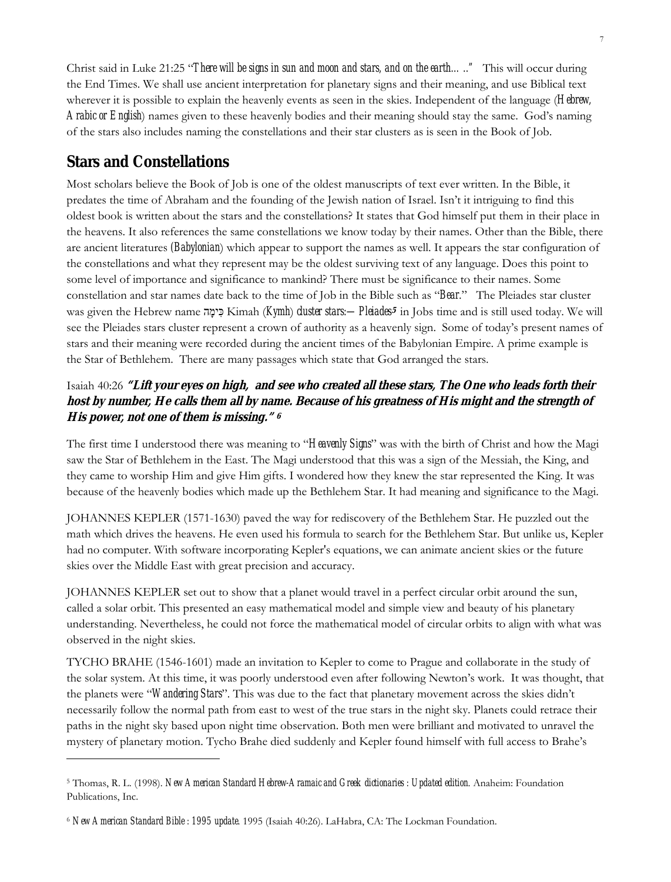Christ said in Luke 21:25 "*There will be signs in sun and moon and stars, and on the earth… ..*" This will occur during the End Times. We shall use ancient interpretation for planetary signs and their meaning, and use Biblical text wherever it is possible to explain the heavenly events as seen in the skies. Independent of the language (*Hebrew, Arabic or English*) names given to these heavenly bodies and their meaning should stay the same. God's naming of the stars also includes naming the constellations and their star clusters as is seen in the Book of Job.

## Stars and Constellations

Most scholars believe the Book of Job is one of the oldest manuscripts of text ever written. In the Bible, it predates the time of Abraham and the founding of the Jewish nation of Israel. Isn't it intriguing to find this oldest book is written about the stars and the constellations? It states that God himself put them in their place in the heavens. It also references the same constellations we know today by their names. Other than the Bible, there are ancient literatures (*Babylonian*) which appear to support the names as well. It appears the star configuration of the constellations and what they represent may be the oldest surviving text of any language. Does this point to some level of importance and significance to mankind? There must be significance to their names. Some constellation and star names date back to the time of Job in the Bible such as "*Bear*." The Pleiades star cluster was given the Hebrew name כִּימָה Kimah (*Kymh*) *cluster stars:— Pleiades*[5] in Jobs time and is still used today. We will see the Pleiades stars cluster represent a crown of authority as a heavenly sign. Some of today's present names of stars and their meaning were recorded during the ancient times of the Babylonian Empire. A prime example is the Star of Bethlehem. There are many passages which state that God arranged the stars.

Isaiah 40:26 ***"Lift your eyes on high, and see who created all these stars, The One who leads forth their host by number, He calls them all by name. Because of his greatness of His might and the strength of His power, not one of them is missing."*** [6]

The first time I understood there was meaning to "*Heavenly Signs*" was with the birth of Christ and how the Magi saw the Star of Bethlehem in the East. The Magi understood that this was a sign of the Messiah, the King, and they came to worship Him and give Him gifts. I wondered how they knew the star represented the King. It was because of the heavenly bodies which made up the Bethlehem Star. It had meaning and significance to the Magi.

JOHANNES KEPLER (1571-1630) paved the way for rediscovery of the Bethlehem Star. He puzzled out the math which drives the heavens. He even used his formula to search for the Bethlehem Star. But unlike us, Kepler had no computer. With software incorporating Kepler's equations, we can animate ancient skies or the future skies over the Middle East with great precision and accuracy.

JOHANNES KEPLER set out to show that a planet would travel in a perfect circular orbit around the sun, called a solar orbit. This presented an easy mathematical model and simple view and beauty of his planetary understanding. Nevertheless, he could not force the mathematical model of circular orbits to align with what was observed in the night skies.

TYCHO BRAHE (1546-1601) made an invitation to Kepler to come to Prague and collaborate in the study of the solar system. At this time, it was poorly understood even after following Newton's work. It was thought, that the planets were "*Wandering Stars*". This was due to the fact that planetary movement across the skies didn't necessarily follow the normal path from east to west of the true stars in the night sky. Planets could retrace their paths in the night sky based upon night time observation. Both men were brilliant and motivated to unravel the mystery of planetary motion. Tycho Brahe died suddenly and Kepler found himself with full access to Brahe's

---

[5] Thomas, R. L. (1998). *New American Standard Hebrew-Aramaic and Greek dictionaries : Updated edition*. Anaheim: Foundation Publications, Inc.

[6] *New American Standard Bible : 1995 update*. 1995 (Isaiah 40:26). LaHabra, CA: The Lockman Foundation.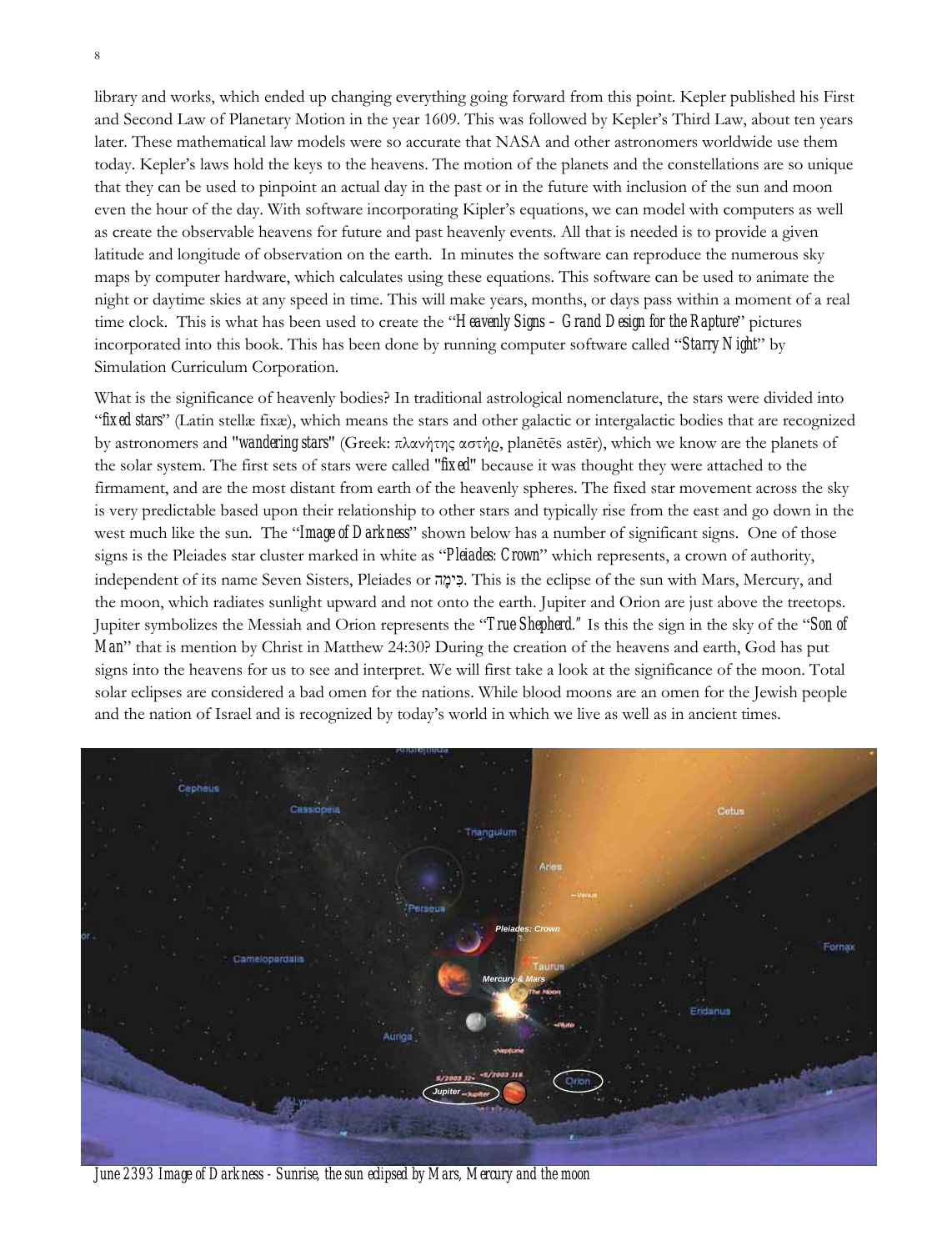library and works, which ended up changing everything going forward from this point. Kepler published his First and Second Law of Planetary Motion in the year 1609. This was followed by Kepler's Third Law, about ten years later. These mathematical law models were so accurate that NASA and other astronomers worldwide use them today. Kepler's laws hold the keys to the heavens. The motion of the planets and the constellations are so unique that they can be used to pinpoint an actual day in the past or in the future with inclusion of the sun and moon even the hour of the day. With software incorporating Kipler's equations, we can model with computers as well as create the observable heavens for future and past heavenly events. All that is needed is to provide a given latitude and longitude of observation on the earth. In minutes the software can reproduce the numerous sky maps by computer hardware, which calculates using these equations. This software can be used to animate the night or daytime skies at any speed in time. This will make years, months, or days pass within a moment of a real time clock. This is what has been used to create the "*Heavenly Signs – Grand Design for the Rapture*" pictures incorporated into this book. This has been done by running computer software called "*Starry Night*" by Simulation Curriculum Corporation.

What is the significance of heavenly bodies? In traditional astrological nomenclature, the stars were divided into "*fixed stars*" (Latin stellæ fixæ), which means the stars and other galactic or intergalactic bodies that are recognized by astronomers and "*wandering stars*" (Greek: πλανήτης αστήρ, planētēs astēr), which we know are the planets of the solar system. The first sets of stars were called "*fixed*" because it was thought they were attached to the firmament, and are the most distant from earth of the heavenly spheres. The fixed star movement across the sky is very predictable based upon their relationship to other stars and typically rise from the east and go down in the west much like the sun. The "*Image of Darkness*" shown below has a number of significant signs. One of those signs is the Pleiades star cluster marked in white as "*Pleiades: Crown*" which represents, a crown of authority, independent of its name Seven Sisters, Pleiades or כִּימָה. This is the eclipse of the sun with Mars, Mercury, and the moon, which radiates sunlight upward and not onto the earth. Jupiter and Orion are just above the treetops. Jupiter symbolizes the Messiah and Orion represents the "*True Shepherd.*" Is this the sign in the sky of the "*Son of Man*" that is mention by Christ in Matthew 24:30? During the creation of the heavens and earth, God has put signs into the heavens for us to see and interpret. We will first take a look at the significance of the moon. Total solar eclipses are considered a bad omen for the nations. While blood moons are an omen for the Jewish people and the nation of Israel and is recognized by today's world in which we live as well as in ancient times.

*June 2393 Image of Darkness - Sunrise, the sun eclipsed by Mars, Mercury and the moon*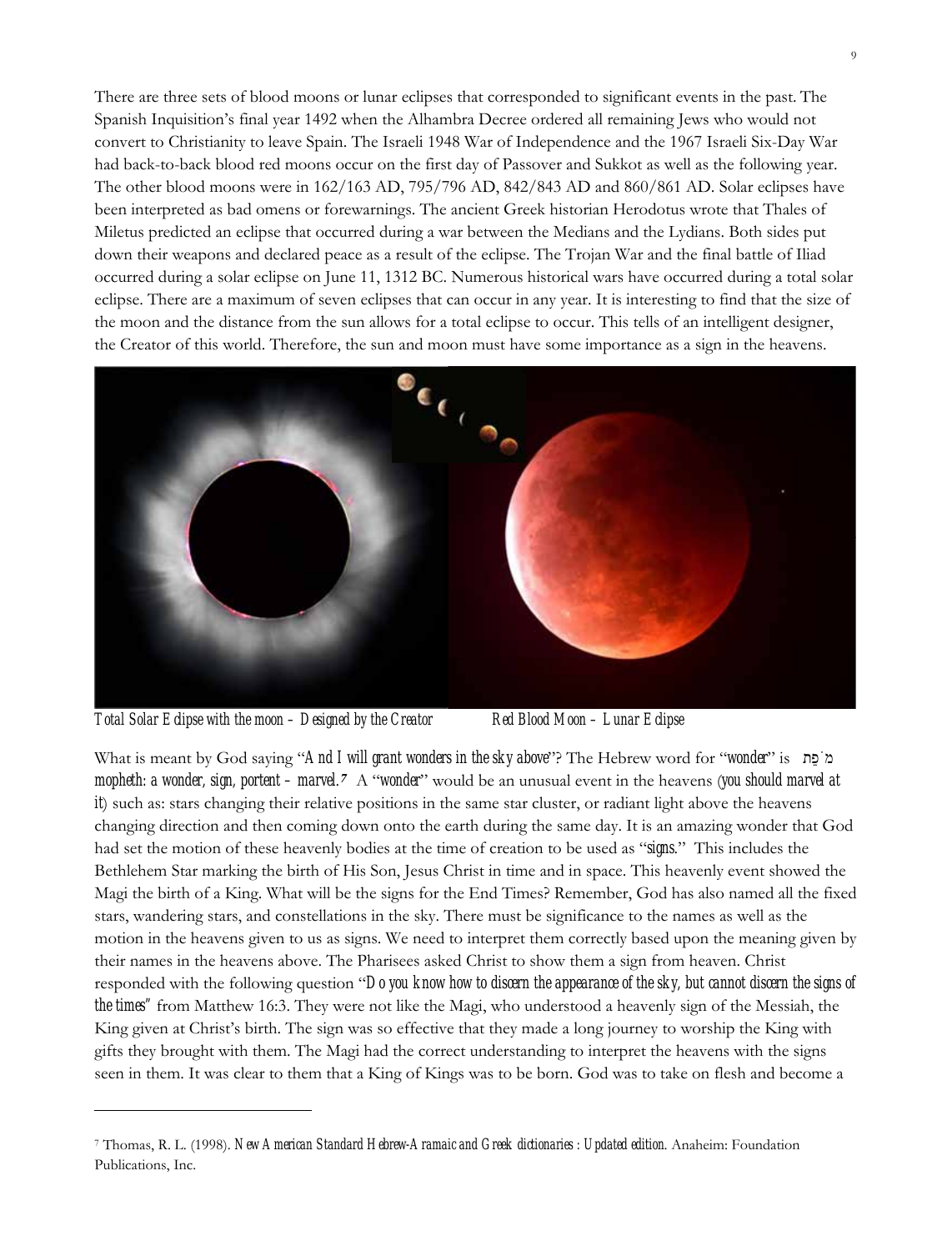There are three sets of blood moons or lunar eclipses that corresponded to significant events in the past. The Spanish Inquisition's final year 1492 when the Alhambra Decree ordered all remaining Jews who would not convert to Christianity to leave Spain. The Israeli 1948 War of Independence and the 1967 Israeli Six-Day War had back-to-back blood red moons occur on the first day of Passover and Sukkot as well as the following year. The other blood moons were in 162/163 AD, 795/796 AD, 842/843 AD and 860/861 AD. Solar eclipses have been interpreted as bad omens or forewarnings. The ancient Greek historian Herodotus wrote that Thales of Miletus predicted an eclipse that occurred during a war between the Medians and the Lydians. Both sides put down their weapons and declared peace as a result of the eclipse. The Trojan War and the final battle of Iliad occurred during a solar eclipse on June 11, 1312 BC. Numerous historical wars have occurred during a total solar eclipse. There are a maximum of seven eclipses that can occur in any year. It is interesting to find that the size of the moon and the distance from the sun allows for a total eclipse to occur. This tells of an intelligent designer, the Creator of this world. Therefore, the sun and moon must have some importance as a sign in the heavens.

*Total Solar Eclipse with the moon – Designed by the Creator*

*Red Blood Moon – Lunar Eclipse*

What is meant by God saying "*And I will grant wonders in the sky above*"? The Hebrew word for "*wonder*" is מֹופֵת *mopheth: a wonder, sign, portent – marvel.*[7] A "*wonder*" would be an unusual event in the heavens (*you should marvel at it*) such as: stars changing their relative positions in the same star cluster, or radiant light above the heavens changing direction and then coming down onto the earth during the same day. It is an amazing wonder that God had set the motion of these heavenly bodies at the time of creation to be used as "*signs*." This includes the Bethlehem Star marking the birth of His Son, Jesus Christ in time and in space. This heavenly event showed the Magi the birth of a King. What will be the signs for the End Times? Remember, God has also named all the fixed stars, wandering stars, and constellations in the sky. There must be significance to the names as well as the motion in the heavens given to us as signs. We need to interpret them correctly based upon the meaning given by their names in the heavens above. The Pharisees asked Christ to show them a sign from heaven. Christ responded with the following question "*Do you know how to discern the appearance of the sky, but cannot discern the signs of the times*" from Matthew 16:3. They were not like the Magi, who understood a heavenly sign of the Messiah, the King given at Christ's birth. The sign was so effective that they made a long journey to worship the King with gifts they brought with them. The Magi had the correct understanding to interpret the heavens with the signs seen in them. It was clear to them that a King of Kings was to be born. God was to take on flesh and become a

---

[7] Thomas, R. L. (1998). *New American Standard Hebrew-Aramaic and Greek dictionaries : Updated edition.* Anaheim: Foundation Publications, Inc.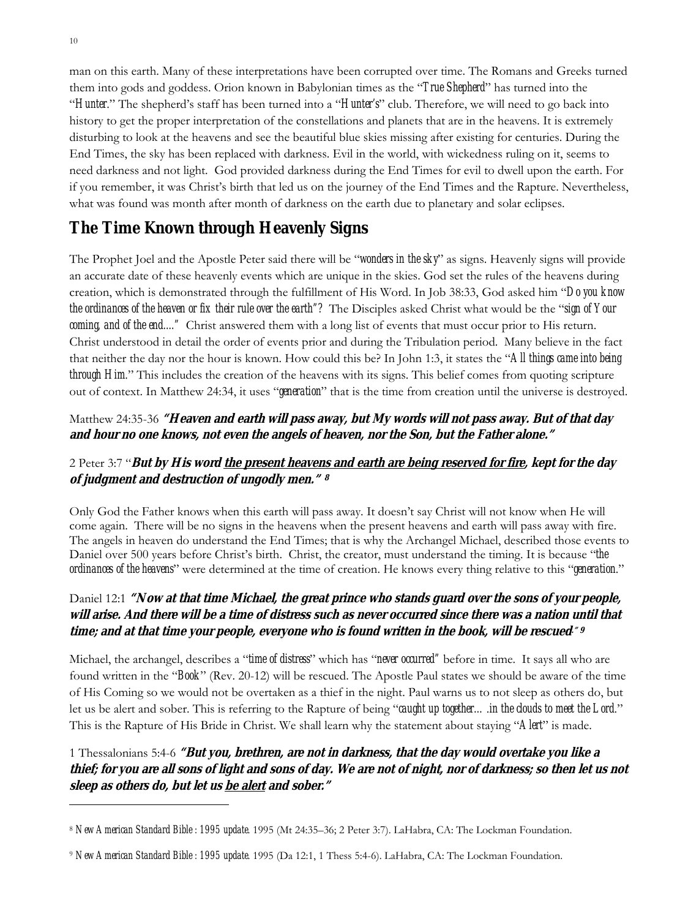man on this earth. Many of these interpretations have been corrupted over time. The Romans and Greeks turned them into gods and goddess. Orion known in Babylonian times as the "*True Shepherd*" has turned into the "*Hunter*." The shepherd's staff has been turned into a "*Hunter's*" club. Therefore, we will need to go back into history to get the proper interpretation of the constellations and planets that are in the heavens. It is extremely disturbing to look at the heavens and see the beautiful blue skies missing after existing for centuries. During the End Times, the sky has been replaced with darkness. Evil in the world, with wickedness ruling on it, seems to need darkness and not light. God provided darkness during the End Times for evil to dwell upon the earth. For if you remember, it was Christ's birth that led us on the journey of the End Times and the Rapture. Nevertheless, what was found was month after month of darkness on the earth due to planetary and solar eclipses.

## The Time Known through Heavenly Signs

The Prophet Joel and the Apostle Peter said there will be "*wonders in the sky*" as signs. Heavenly signs will provide an accurate date of these heavenly events which are unique in the skies. God set the rules of the heavens during creation, which is demonstrated through the fulfillment of His Word. In Job 38:33, God asked him "*Do you know the ordinances of the heaven or fix their rule over the earth"?* The Disciples asked Christ what would be the "*sign of Your coming, and of the end...."* Christ answered them with a long list of events that must occur prior to His return. Christ understood in detail the order of events prior and during the Tribulation period. Many believe in the fact that neither the day nor the hour is known. How could this be? In John 1:3, it states the "*All things came into being through Him*." This includes the creation of the heavens with its signs. This belief comes from quoting scripture out of context. In Matthew 24:34, it uses "*generation*" that is the time from creation until the universe is destroyed.

Matthew 24:35-36 ***"Heaven and earth will pass away, but My words will not pass away. But of that day and hour no one knows, not even the angels of heaven, nor the Son, but the Father alone."***

2 Peter 3:7 "***But by His word <u>the present heavens and earth are being reserved for fire</u>, kept for the day of judgment and destruction of ungodly men."*** [8]

Only God the Father knows when this earth will pass away. It doesn't say Christ will not know when He will come again. There will be no signs in the heavens when the present heavens and earth will pass away with fire. The angels in heaven do understand the End Times; that is why the Archangel Michael, described those events to Daniel over 500 years before Christ's birth. Christ, the creator, must understand the timing. It is because "*the ordinances of the heavens*" were determined at the time of creation. He knows every thing relative to this "*generation*."

Daniel 12:1 ***"Now at that time Michael, the great prince who stands guard over the sons of your people, will arise. And there will be a time of distress such as never occurred since there was a nation until that time; and at that time your people, everyone who is found written in the book, will be rescued."*** [9]

Michael, the archangel, describes a "*time of distress*" which has "*never occurred*" before in time. It says all who are found written in the "*Book*" (Rev. 20-12) will be rescued. The Apostle Paul states we should be aware of the time of His Coming so we would not be overtaken as a thief in the night. Paul warns us to not sleep as others do, but let us be alert and sober. This is referring to the Rapture of being "*caught up together... .in the clouds to meet the Lord*." This is the Rapture of His Bride in Christ. We shall learn why the statement about staying "*Alert*" is made.

1 Thessalonians 5:4-6 ***"But you, brethren, are not in darkness, that the day would overtake you like a thief; for you are all sons of light and sons of day. We are not of night, nor of darkness; so then let us not sleep as others do, but let us <u>be alert</u> and sober."***

---

[8] *New American Standard Bible : 1995 update*. 1995 (Mt 24:35–36; 2 Peter 3:7). LaHabra, CA: The Lockman Foundation.

[9] *New American Standard Bible : 1995 update*. 1995 (Da 12:1, 1 Thess 5:4-6). LaHabra, CA: The Lockman Foundation.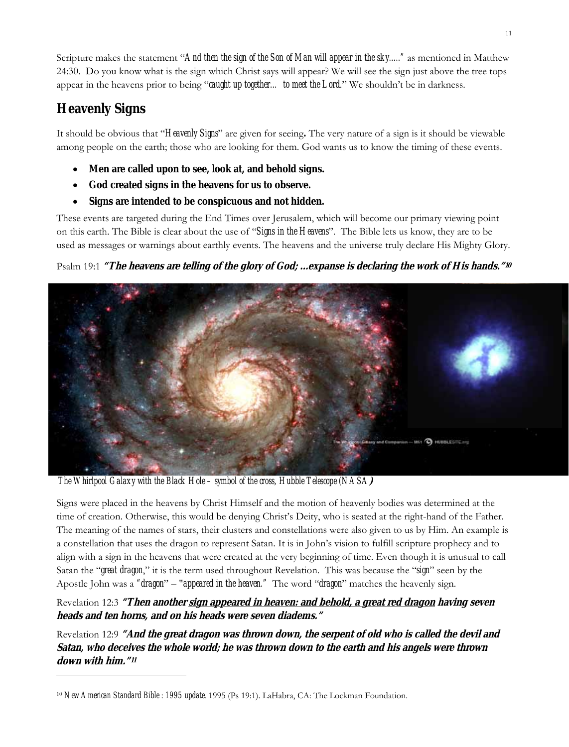Scripture makes the statement "*And then the* <u>*sign*</u> *of the Son of Man will appear in the sky.....*" as mentioned in Matthew 24:30. Do you know what is the sign which Christ says will appear? We will see the sign just above the tree tops appear in the heavens prior to being "*caught up together… to meet the Lord.*" We shouldn't be in darkness.

## Heavenly Signs

It should be obvious that "*Heavenly Signs*" are given for seeing**.** The very nature of a sign is it should be viewable among people on the earth; those who are looking for them. God wants us to know the timing of these events.

- **Men are called upon to see, look at, and behold signs.**
- **God created signs in the heavens for us to observe.**
- **Signs are intended to be conspicuous and not hidden.**

These events are targeted during the End Times over Jerusalem, which will become our primary viewing point on this earth. The Bible is clear about the use of "*Signs in the Heavens*". The Bible lets us know, they are to be used as messages or warnings about earthly events. The heavens and the universe truly declare His Mighty Glory.

Psalm 19:1 ***"The heavens are telling of the glory of God; ...expanse is declaring the work of His hands."***[10]

*The Whirlpool Galaxy with the Black Hole – symbol of the cross, Hubble Telescope (NASA**)***

Signs were placed in the heavens by Christ Himself and the motion of heavenly bodies was determined at the time of creation. Otherwise, this would be denying Christ's Deity, who is seated at the right-hand of the Father. The meaning of the names of stars, their clusters and constellations were also given to us by Him. An example is a constellation that uses the dragon to represent Satan. It is in John's vision to fulfill scripture prophecy and to align with a sign in the heavens that were created at the very beginning of time. Even though it is unusual to call Satan the "*great dragon*," it is the term used throughout Revelation. This was because the "*sign*" seen by the Apostle John was a "*dragon*" – "*appeared in the heaven.*" The word "*dragon*" matches the heavenly sign.

Revelation 12:3 ***"Then another <u>sign appeared in heaven: and behold, a great red dragon</u> having seven heads and ten horns, and on his heads were seven diadems."***

Revelation 12:9 ***"And the great dragon was thrown down, the serpent of old who is called the devil and Satan, who deceives the whole world; he was thrown down to the earth and his angels were thrown down with him."***[11]

---

[10] *New American Standard Bible : 1995 update*. 1995 (Ps 19:1). LaHabra, CA: The Lockman Foundation.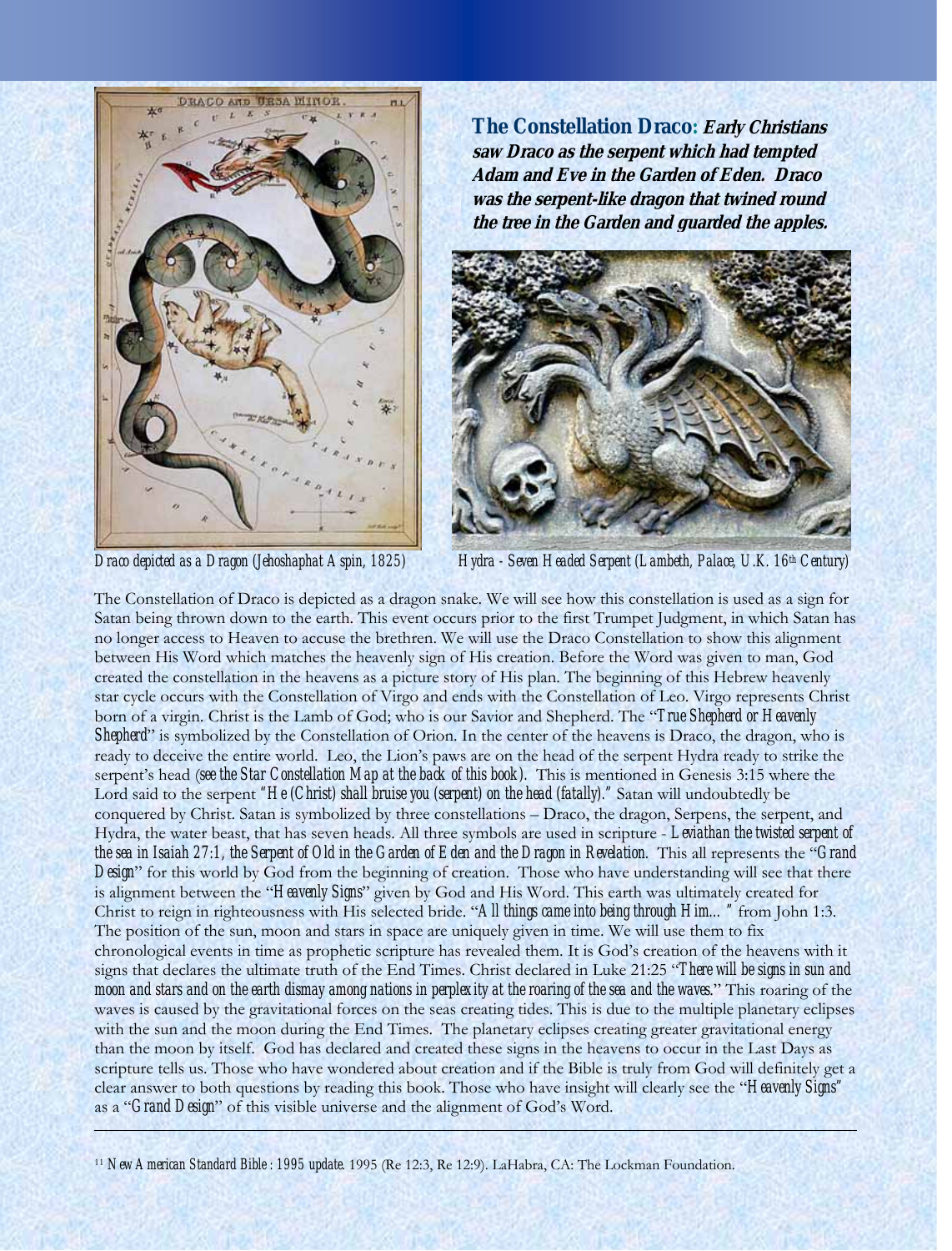**The Constellation Draco:** ***Early Christians saw Draco as the serpent which had tempted Adam and Eve in the Garden of Eden. Draco was the serpent-like dragon that twined round the tree in the Garden and guarded the apples.***

*Draco depicted as a Dragon (Jehoshaphat Aspin, 1825)*

*Hydra - Seven Headed Serpent (Lambeth, Palace, U.K. 16th Century)*

The Constellation of Draco is depicted as a dragon snake. We will see how this constellation is used as a sign for Satan being thrown down to the earth. This event occurs prior to the first Trumpet Judgment, in which Satan has no longer access to Heaven to accuse the brethren. We will use the Draco Constellation to show this alignment between His Word which matches the heavenly sign of His creation. Before the Word was given to man, God created the constellation in the heavens as a picture story of His plan. The beginning of this Hebrew heavenly star cycle occurs with the Constellation of Virgo and ends with the Constellation of Leo. Virgo represents Christ born of a virgin. Christ is the Lamb of God; who is our Savior and Shepherd. The "*True Shepherd or Heavenly Shepherd*" is symbolized by the Constellation of Orion. In the center of the heavens is Draco, the dragon, who is ready to deceive the entire world. Leo, the Lion's paws are on the head of the serpent Hydra ready to strike the serpent's head (*see the Star Constellation Map at the back of this book*). This is mentioned in Genesis 3:15 where the Lord said to the serpent "*He (Christ) shall bruise you (serpent) on the head (fatally).*" Satan will undoubtedly be conquered by Christ. Satan is symbolized by three constellations – Draco, the dragon, Serpens, the serpent, and Hydra, the water beast, that has seven heads. All three symbols are used in scripture - *Leviathan the twisted serpent of the sea in Isaiah 27:1, the Serpent of Old in the Garden of Eden and the Dragon in Revelation.* This all represents the "*Grand Design*" for this world by God from the beginning of creation. Those who have understanding will see that there is alignment between the "*Heavenly Signs*" given by God and His Word. This earth was ultimately created for Christ to reign in righteousness with His selected bride. "*All things came into being through Him…*" from John 1:3. The position of the sun, moon and stars in space are uniquely given in time. We will use them to fix chronological events in time as prophetic scripture has revealed them. It is God's creation of the heavens with it signs that declares the ultimate truth of the End Times. Christ declared in Luke 21:25 "*There will be signs in sun and moon and stars and on the earth dismay among nations in perplexity at the roaring of the sea and the waves.*" This roaring of the waves is caused by the gravitational forces on the seas creating tides. This is due to the multiple planetary eclipses with the sun and the moon during the End Times. The planetary eclipses creating greater gravitational energy than the moon by itself. God has declared and created these signs in the heavens to occur in the Last Days as scripture tells us. Those who have wondered about creation and if the Bible is truly from God will definitely get a clear answer to both questions by reading this book. Those who have insight will clearly see the "*Heavenly Signs*" as a "*Grand Design*" of this visible universe and the alignment of God's Word.

---

[11] *New American Standard Bible : 1995 update.* 1995 (Re 12:3, Re 12:9). LaHabra, CA: The Lockman Foundation.